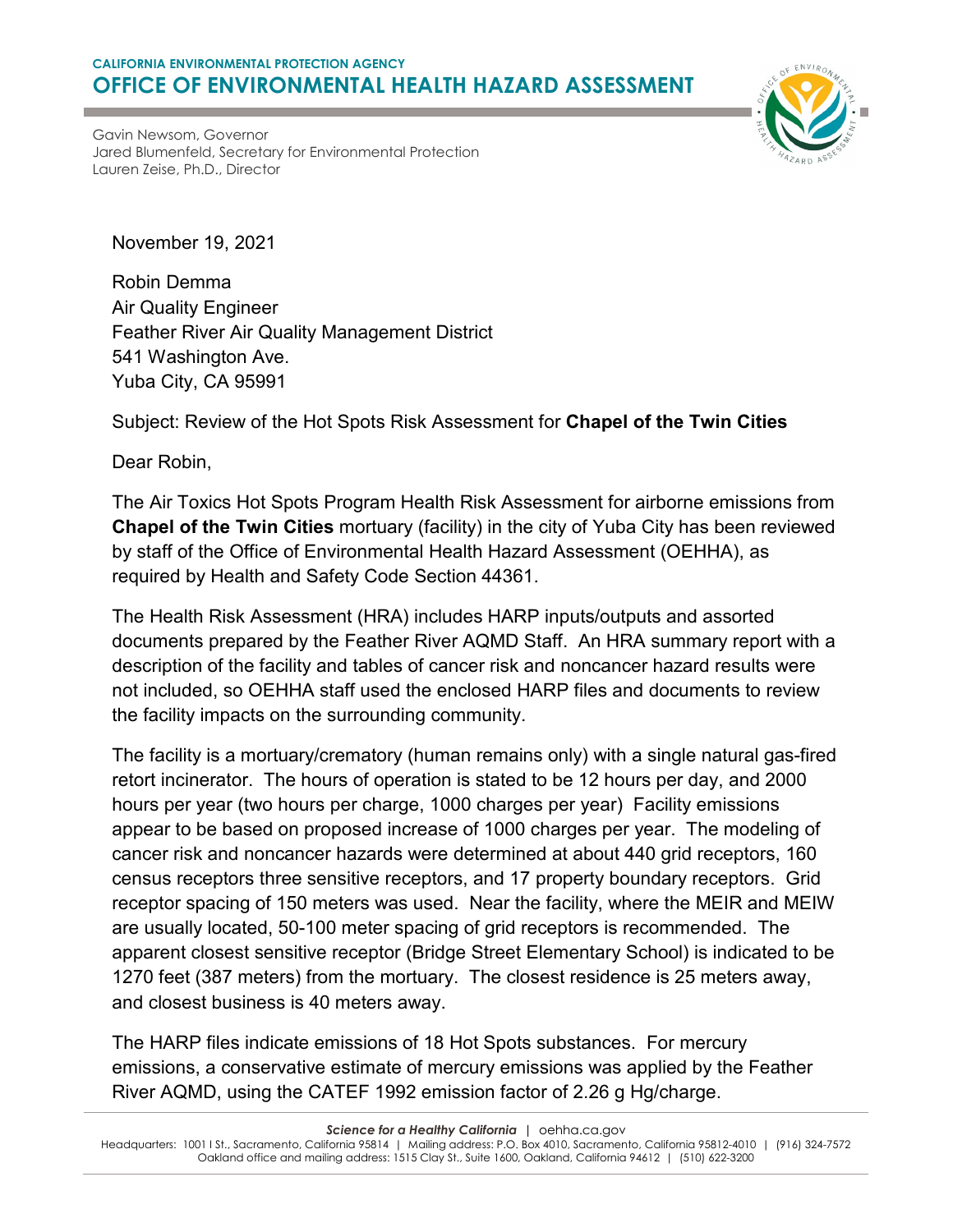**CALIFORNIA ENVIRONMENTAL PROTECTION AGENCY**

# OFFICE OF ENVIRONMENTAL HEALTH HAZARD ASSESSMENT

Gavin Newsom, Governor
Jared Blumenfeld, Secretary for Environmental Protection
Lauren Zeise, Ph.D., Director

November 19, 2021

Robin Demma
Air Quality Engineer
Feather River Air Quality Management District
541 Washington Ave.
Yuba City, CA 95991

Subject: Review of the Hot Spots Risk Assessment for **Chapel of the Twin Cities**

Dear Robin,

The Air Toxics Hot Spots Program Health Risk Assessment for airborne emissions from **Chapel of the Twin Cities** mortuary (facility) in the city of Yuba City has been reviewed by staff of the Office of Environmental Health Hazard Assessment (OEHHA), as required by Health and Safety Code Section 44361.

The Health Risk Assessment (HRA) includes HARP inputs/outputs and assorted documents prepared by the Feather River AQMD Staff. An HRA summary report with a description of the facility and tables of cancer risk and noncancer hazard results were not included, so OEHHA staff used the enclosed HARP files and documents to review the facility impacts on the surrounding community.

The facility is a mortuary/crematory (human remains only) with a single natural gas-fired retort incinerator. The hours of operation is stated to be 12 hours per day, and 2000 hours per year (two hours per charge, 1000 charges per year) Facility emissions appear to be based on proposed increase of 1000 charges per year. The modeling of cancer risk and noncancer hazards were determined at about 440 grid receptors, 160 census receptors three sensitive receptors, and 17 property boundary receptors. Grid receptor spacing of 150 meters was used. Near the facility, where the MEIR and MEIW are usually located, 50-100 meter spacing of grid receptors is recommended. The apparent closest sensitive receptor (Bridge Street Elementary School) is indicated to be 1270 feet (387 meters) from the mortuary. The closest residence is 25 meters away, and closest business is 40 meters away.

The HARP files indicate emissions of 18 Hot Spots substances. For mercury emissions, a conservative estimate of mercury emissions was applied by the Feather River AQMD, using the CATEF 1992 emission factor of 2.26 g Hg/charge.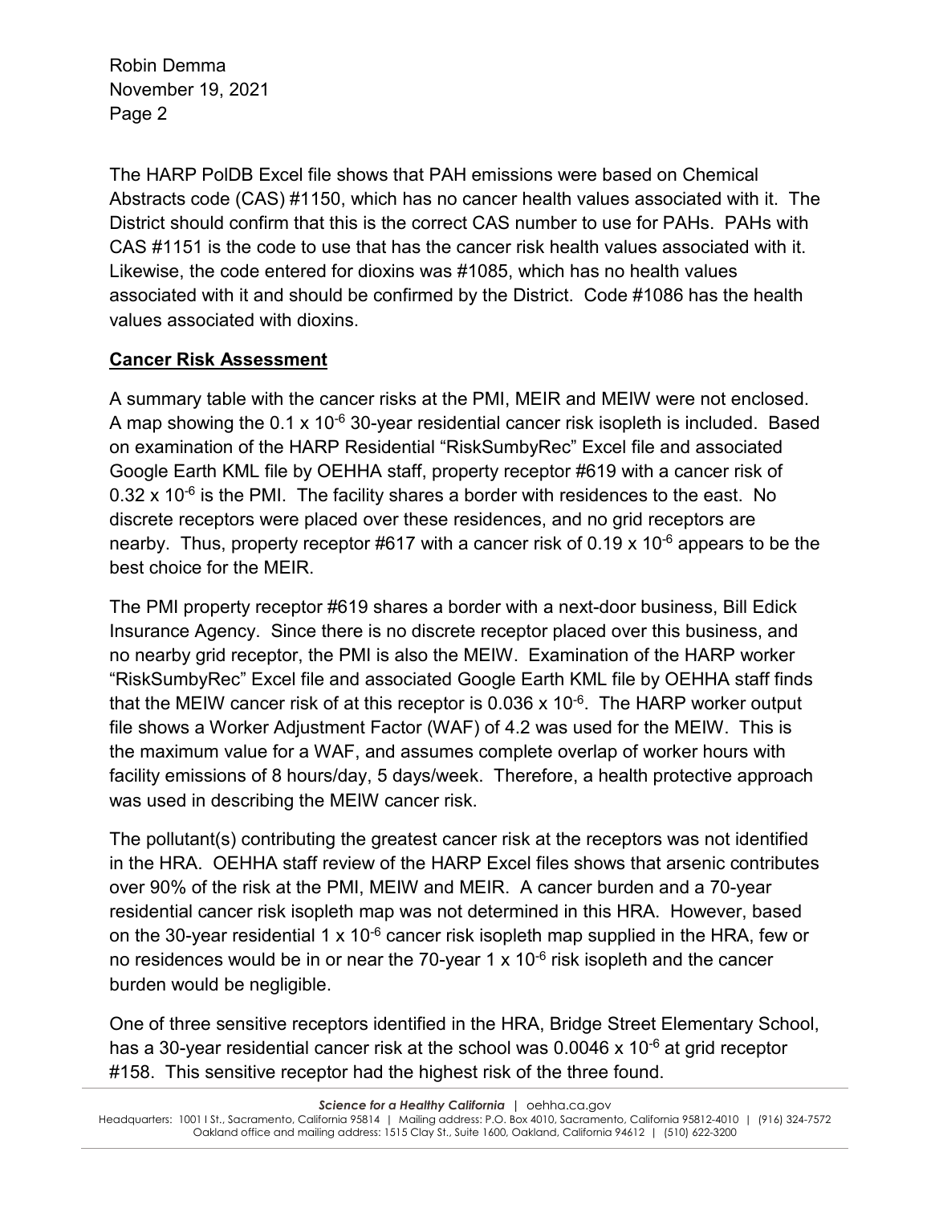The HARP PolDB Excel file shows that PAH emissions were based on Chemical Abstracts code (CAS) #1150, which has no cancer health values associated with it. The District should confirm that this is the correct CAS number to use for PAHs. PAHs with CAS #1151 is the code to use that has the cancer risk health values associated with it. Likewise, the code entered for dioxins was #1085, which has no health values associated with it and should be confirmed by the District. Code #1086 has the health values associated with dioxins.

**Cancer Risk Assessment**

A summary table with the cancer risks at the PMI, MEIR and MEIW were not enclosed. A map showing the $0.1 \times 10^{-6}$ 30-year residential cancer risk isopleth is included. Based on examination of the HARP Residential "RiskSumbyRec" Excel file and associated Google Earth KML file by OEHHA staff, property receptor #619 with a cancer risk of $0.32 \times 10^{-6}$ is the PMI. The facility shares a border with residences to the east. No discrete receptors were placed over these residences, and no grid receptors are nearby. Thus, property receptor #617 with a cancer risk of $0.19 \times 10^{-6}$ appears to be the best choice for the MEIR.

The PMI property receptor #619 shares a border with a next-door business, Bill Edick Insurance Agency. Since there is no discrete receptor placed over this business, and no nearby grid receptor, the PMI is also the MEIW. Examination of the HARP worker "RiskSumbyRec" Excel file and associated Google Earth KML file by OEHHA staff finds that the MEIW cancer risk of at this receptor is $0.036 \times 10^{-6}$. The HARP worker output file shows a Worker Adjustment Factor (WAF) of 4.2 was used for the MEIW. This is the maximum value for a WAF, and assumes complete overlap of worker hours with facility emissions of 8 hours/day, 5 days/week. Therefore, a health protective approach was used in describing the MEIW cancer risk.

The pollutant(s) contributing the greatest cancer risk at the receptors was not identified in the HRA. OEHHA staff review of the HARP Excel files shows that arsenic contributes over 90% of the risk at the PMI, MEIW and MEIR. A cancer burden and a 70-year residential cancer risk isopleth map was not determined in this HRA. However, based on the 30-year residential $1 \times 10^{-6}$ cancer risk isopleth map supplied in the HRA, few or no residences would be in or near the 70-year $1 \times 10^{-6}$ risk isopleth and the cancer burden would be negligible.

One of three sensitive receptors identified in the HRA, Bridge Street Elementary School, has a 30-year residential cancer risk at the school was $0.0046 \times 10^{-6}$ at grid receptor #158. This sensitive receptor had the highest risk of the three found.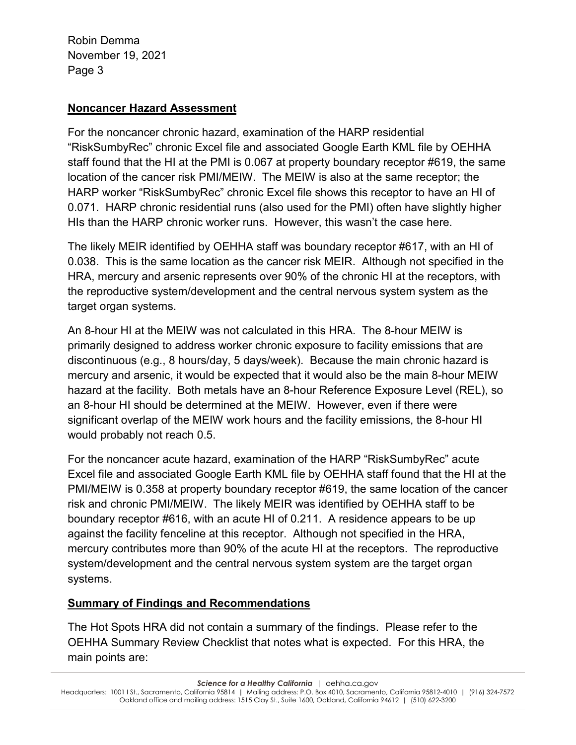## **Noncancer Hazard Assessment**

For the noncancer chronic hazard, examination of the HARP residential "RiskSumbyRec" chronic Excel file and associated Google Earth KML file by OEHHA staff found that the HI at the PMI is 0.067 at property boundary receptor #619, the same location of the cancer risk PMI/MEIW. The MEIW is also at the same receptor; the HARP worker "RiskSumbyRec" chronic Excel file shows this receptor to have an HI of 0.071. HARP chronic residential runs (also used for the PMI) often have slightly higher HIs than the HARP chronic worker runs. However, this wasn't the case here.

The likely MEIR identified by OEHHA staff was boundary receptor #617, with an HI of 0.038. This is the same location as the cancer risk MEIR. Although not specified in the HRA, mercury and arsenic represents over 90% of the chronic HI at the receptors, with the reproductive system/development and the central nervous system system as the target organ systems.

An 8-hour HI at the MEIW was not calculated in this HRA. The 8-hour MEIW is primarily designed to address worker chronic exposure to facility emissions that are discontinuous (e.g., 8 hours/day, 5 days/week). Because the main chronic hazard is mercury and arsenic, it would be expected that it would also be the main 8-hour MEIW hazard at the facility. Both metals have an 8-hour Reference Exposure Level (REL), so an 8-hour HI should be determined at the MEIW. However, even if there were significant overlap of the MEIW work hours and the facility emissions, the 8-hour HI would probably not reach 0.5.

For the noncancer acute hazard, examination of the HARP "RiskSumbyRec" acute Excel file and associated Google Earth KML file by OEHHA staff found that the HI at the PMI/MEIW is 0.358 at property boundary receptor #619, the same location of the cancer risk and chronic PMI/MEIW. The likely MEIR was identified by OEHHA staff to be boundary receptor #616, with an acute HI of 0.211. A residence appears to be up against the facility fenceline at this receptor. Although not specified in the HRA, mercury contributes more than 90% of the acute HI at the receptors. The reproductive system/development and the central nervous system system are the target organ systems.

## **Summary of Findings and Recommendations**

The Hot Spots HRA did not contain a summary of the findings. Please refer to the OEHHA Summary Review Checklist that notes what is expected. For this HRA, the main points are: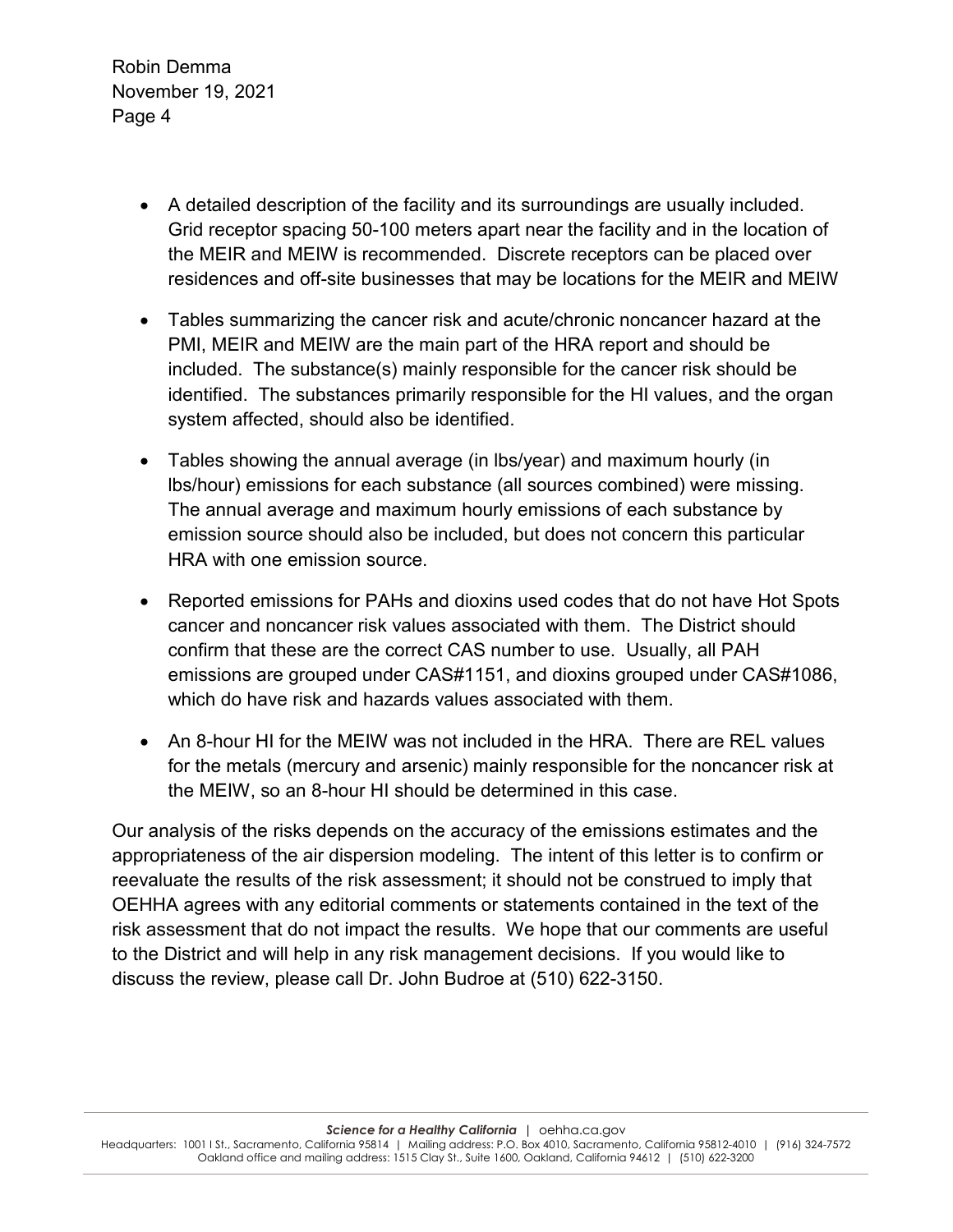- A detailed description of the facility and its surroundings are usually included. Grid receptor spacing 50-100 meters apart near the facility and in the location of the MEIR and MEIW is recommended. Discrete receptors can be placed over residences and off-site businesses that may be locations for the MEIR and MEIW

- Tables summarizing the cancer risk and acute/chronic noncancer hazard at the PMI, MEIR and MEIW are the main part of the HRA report and should be included. The substance(s) mainly responsible for the cancer risk should be identified. The substances primarily responsible for the HI values, and the organ system affected, should also be identified.

- Tables showing the annual average (in lbs/year) and maximum hourly (in lbs/hour) emissions for each substance (all sources combined) were missing. The annual average and maximum hourly emissions of each substance by emission source should also be included, but does not concern this particular HRA with one emission source.

- Reported emissions for PAHs and dioxins used codes that do not have Hot Spots cancer and noncancer risk values associated with them. The District should confirm that these are the correct CAS number to use. Usually, all PAH emissions are grouped under CAS#1151, and dioxins grouped under CAS#1086, which do have risk and hazards values associated with them.

- An 8-hour HI for the MEIW was not included in the HRA. There are REL values for the metals (mercury and arsenic) mainly responsible for the noncancer risk at the MEIW, so an 8-hour HI should be determined in this case.

Our analysis of the risks depends on the accuracy of the emissions estimates and the appropriateness of the air dispersion modeling. The intent of this letter is to confirm or reevaluate the results of the risk assessment; it should not be construed to imply that OEHHA agrees with any editorial comments or statements contained in the text of the risk assessment that do not impact the results. We hope that our comments are useful to the District and will help in any risk management decisions. If you would like to discuss the review, please call Dr. John Budroe at (510) 622-3150.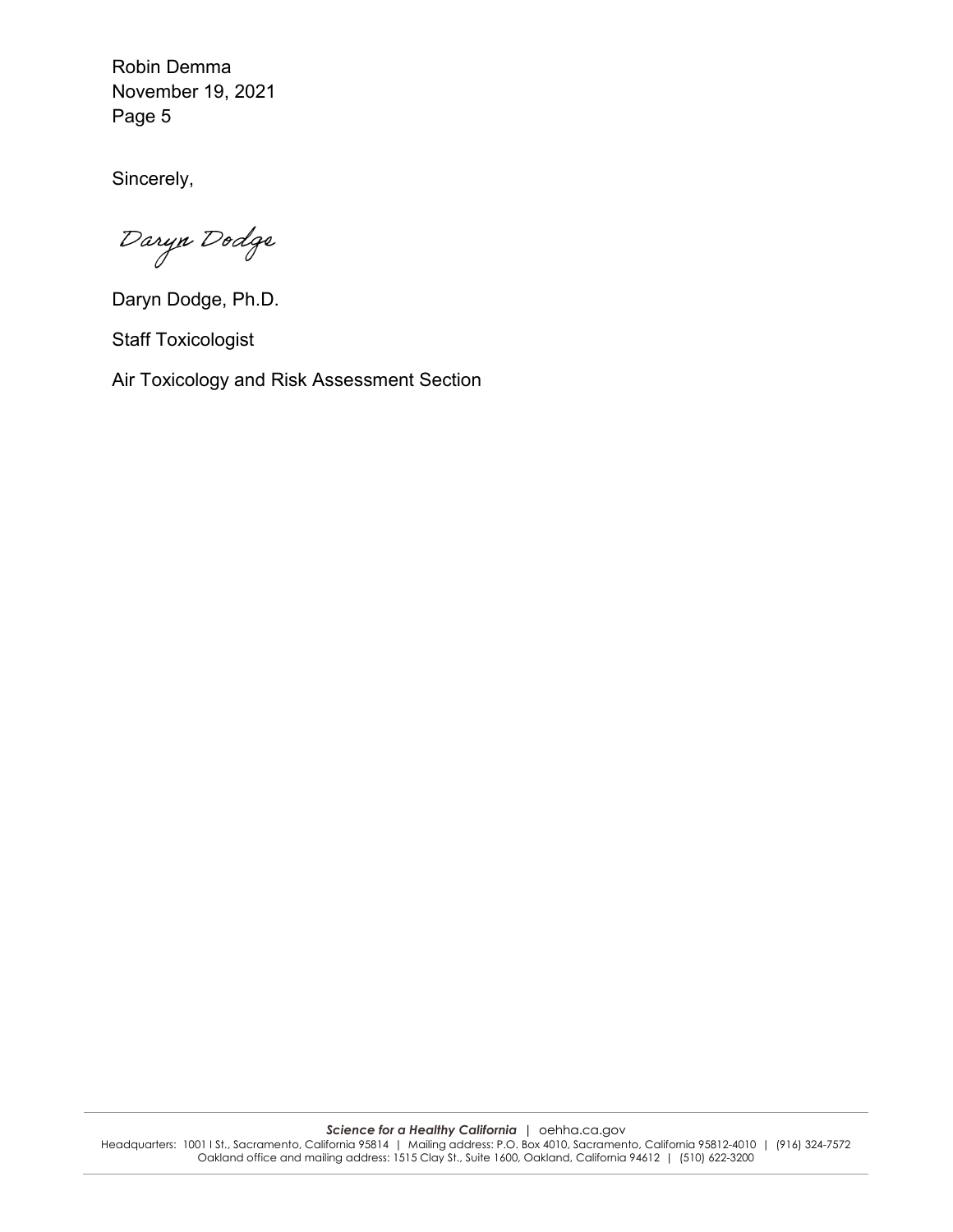Sincerely,

Daryn Dodge

Daryn Dodge, Ph.D.

Staff Toxicologist

Air Toxicology and Risk Assessment Section